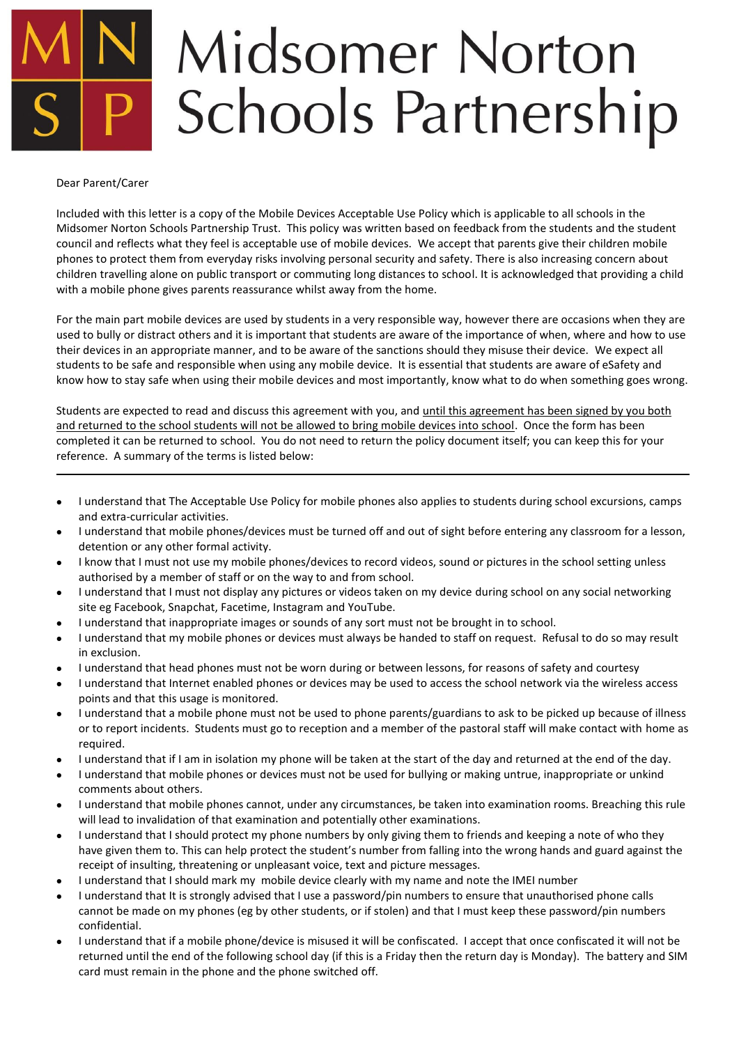# Midsomer Norton Schools Partnership

Dear Parent/Carer

Included with this letter is a copy of the Mobile Devices Acceptable Use Policy which is applicable to all schools in the Midsomer Norton Schools Partnership Trust. This policy was written based on feedback from the students and the student council and reflects what they feel is acceptable use of mobile devices. We accept that parents give their children mobile phones to protect them from everyday risks involving personal security and safety. There is also increasing concern about children travelling alone on public transport or commuting long distances to school. It is acknowledged that providing a child with a mobile phone gives parents reassurance whilst away from the home.

For the main part mobile devices are used by students in a very responsible way, however there are occasions when they are used to bully or distract others and it is important that students are aware of the importance of when, where and how to use their devices in an appropriate manner, and to be aware of the sanctions should they misuse their device. We expect all students to be safe and responsible when using any mobile device. It is essential that students are aware of eSafety and know how to stay safe when using their mobile devices and most importantly, know what to do when something goes wrong.

Students are expected to read and discuss this agreement with you, and until this agreement has been signed by you both and returned to the school students will not be allowed to bring mobile devices into school. Once the form has been completed it can be returned to school. You do not need to return the policy document itself; you can keep this for your reference. A summary of the terms is listed below:

---

- I understand that The Acceptable Use Policy for mobile phones also applies to students during school excursions, camps and extra-curricular activities.
- I understand that mobile phones/devices must be turned off and out of sight before entering any classroom for a lesson, detention or any other formal activity.
- I know that I must not use my mobile phones/devices to record videos, sound or pictures in the school setting unless authorised by a member of staff or on the way to and from school.
- I understand that I must not display any pictures or videos taken on my device during school on any social networking site eg Facebook, Snapchat, Facetime, Instagram and YouTube.
- I understand that inappropriate images or sounds of any sort must not be brought in to school.
- I understand that my mobile phones or devices must always be handed to staff on request. Refusal to do so may result in exclusion.
- I understand that head phones must not be worn during or between lessons, for reasons of safety and courtesy
- I understand that Internet enabled phones or devices may be used to access the school network via the wireless access points and that this usage is monitored.
- I understand that a mobile phone must not be used to phone parents/guardians to ask to be picked up because of illness or to report incidents. Students must go to reception and a member of the pastoral staff will make contact with home as required.
- I understand that if I am in isolation my phone will be taken at the start of the day and returned at the end of the day.
- I understand that mobile phones or devices must not be used for bullying or making untrue, inappropriate or unkind comments about others.
- I understand that mobile phones cannot, under any circumstances, be taken into examination rooms. Breaching this rule will lead to invalidation of that examination and potentially other examinations.
- I understand that I should protect my phone numbers by only giving them to friends and keeping a note of who they have given them to. This can help protect the student's number from falling into the wrong hands and guard against the receipt of insulting, threatening or unpleasant voice, text and picture messages.
- I understand that I should mark my mobile device clearly with my name and note the IMEI number
- I understand that It is strongly advised that I use a password/pin numbers to ensure that unauthorised phone calls cannot be made on my phones (eg by other students, or if stolen) and that I must keep these password/pin numbers confidential.
- I understand that if a mobile phone/device is misused it will be confiscated. I accept that once confiscated it will not be returned until the end of the following school day (if this is a Friday then the return day is Monday). The battery and SIM card must remain in the phone and the phone switched off.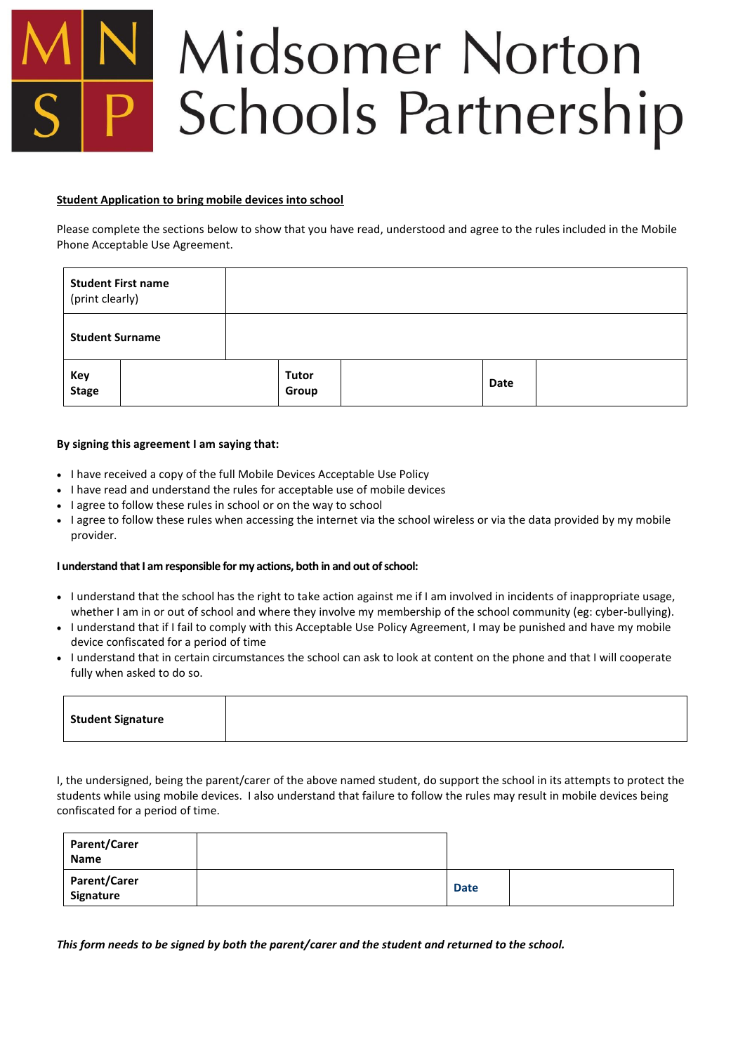# Midsomer Norton Schools Partnership

**Student Application to bring mobile devices into school**

Please complete the sections below to show that you have read, understood and agree to the rules included in the Mobile Phone Acceptable Use Agreement.

| | | | | | |
|---|---|---|---|---|---|
| **Student First name** (print clearly) | | | | | |
| **Student Surname** | | | | | |
| **Key Stage** | | **Tutor Group** | | **Date** | |

**By signing this agreement I am saying that:**

- I have received a copy of the full Mobile Devices Acceptable Use Policy
- I have read and understand the rules for acceptable use of mobile devices
- I agree to follow these rules in school or on the way to school
- I agree to follow these rules when accessing the internet via the school wireless or via the data provided by my mobile provider.

**I understand that I am responsible for my actions, both in and out of school:**

- I understand that the school has the right to take action against me if I am involved in incidents of inappropriate usage, whether I am in or out of school and where they involve my membership of the school community (eg: cyber-bullying).
- I understand that if I fail to comply with this Acceptable Use Policy Agreement, I may be punished and have my mobile device confiscated for a period of time
- I understand that in certain circumstances the school can ask to look at content on the phone and that I will cooperate fully when asked to do so.

| | |
|---|---|
| **Student Signature** | |

I, the undersigned, being the parent/carer of the above named student, do support the school in its attempts to protect the students while using mobile devices. I also understand that failure to follow the rules may result in mobile devices being confiscated for a period of time.

| | | | |
|---|---|---|---|
| **Parent/Carer Name** | | | |
| **Parent/Carer Signature** | | **Date** | |

***This form needs to be signed by both the parent/carer and the student and returned to the school.***